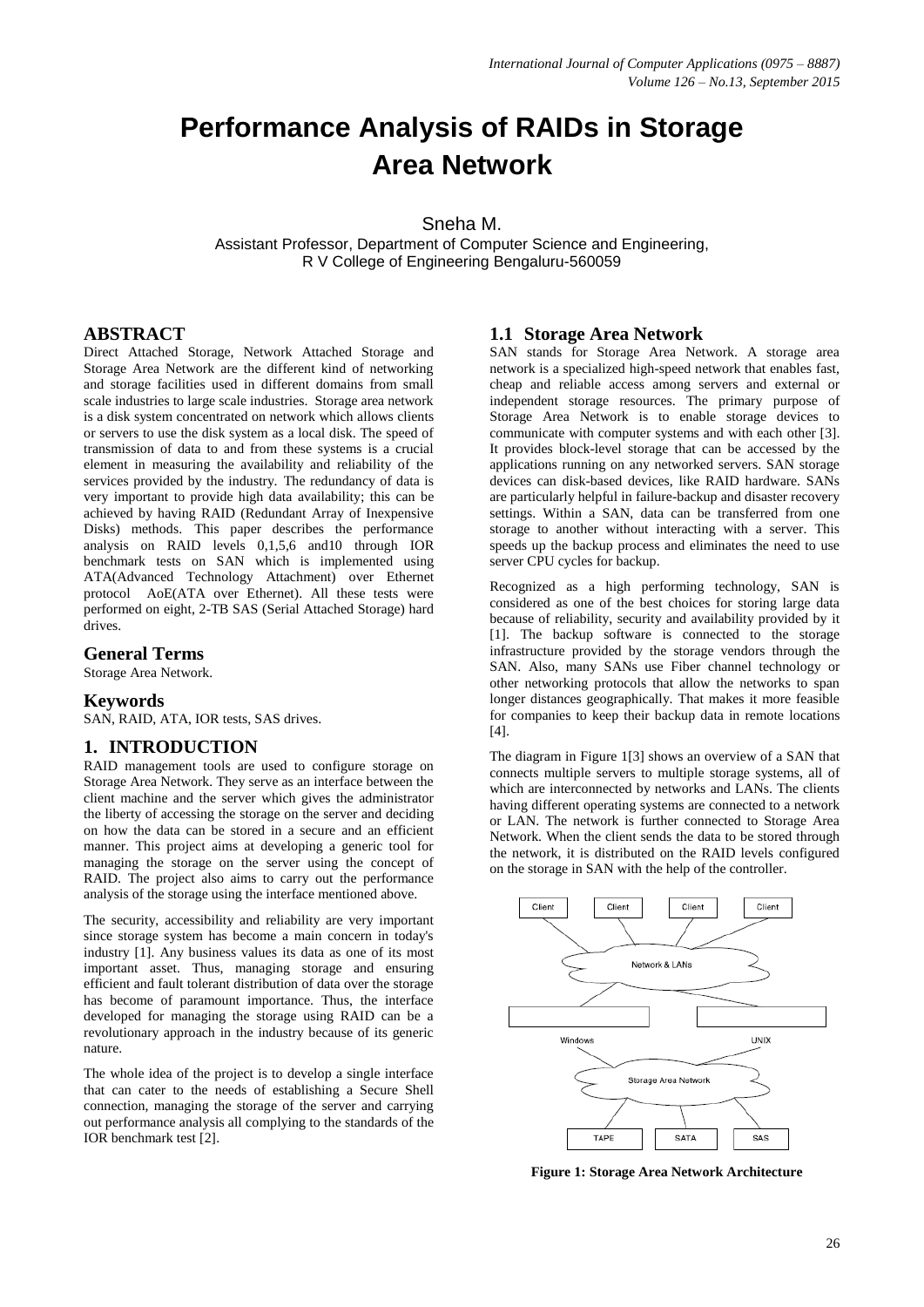# Performance Analysis of RAIDs in Storage Area Network

Sneha M.

Assistant Professor, Department of Computer Science and Engineering,
R V College of Engineering Bengaluru-560059

## ABSTRACT

Direct Attached Storage, Network Attached Storage and Storage Area Network are the different kind of networking and storage facilities used in different domains from small scale industries to large scale industries. Storage area network is a disk system concentrated on network which allows clients or servers to use the disk system as a local disk. The speed of transmission of data to and from these systems is a crucial element in measuring the availability and reliability of the services provided by the industry. The redundancy of data is very important to provide high data availability; this can be achieved by having RAID (Redundant Array of Inexpensive Disks) methods. This paper describes the performance analysis on RAID levels 0,1,5,6 and10 through IOR benchmark tests on SAN which is implemented using ATA(Advanced Technology Attachment) over Ethernet protocol AoE(ATA over Ethernet). All these tests were performed on eight, 2-TB SAS (Serial Attached Storage) hard drives.

## General Terms

Storage Area Network.

## Keywords

SAN, RAID, ATA, IOR tests, SAS drives.

## 1. INTRODUCTION

RAID management tools are used to configure storage on Storage Area Network. They serve as an interface between the client machine and the server which gives the administrator the liberty of accessing the storage on the server and deciding on how the data can be stored in a secure and an efficient manner. This project aims at developing a generic tool for managing the storage on the server using the concept of RAID. The project also aims to carry out the performance analysis of the storage using the interface mentioned above.

The security, accessibility and reliability are very important since storage system has become a main concern in today's industry [1]. Any business values its data as one of its most important asset. Thus, managing storage and ensuring efficient and fault tolerant distribution of data over the storage has become of paramount importance. Thus, the interface developed for managing the storage using RAID can be a revolutionary approach in the industry because of its generic nature.

The whole idea of the project is to develop a single interface that can cater to the needs of establishing a Secure Shell connection, managing the storage of the server and carrying out performance analysis all complying to the standards of the IOR benchmark test [2].

### 1.1 Storage Area Network

SAN stands for Storage Area Network. A storage area network is a specialized high-speed network that enables fast, cheap and reliable access among servers and external or independent storage resources. The primary purpose of Storage Area Network is to enable storage devices to communicate with computer systems and with each other [3]. It provides block-level storage that can be accessed by the applications running on any networked servers. SAN storage devices can disk-based devices, like RAID hardware. SANs are particularly helpful in failure-backup and disaster recovery settings. Within a SAN, data can be transferred from one storage to another without interacting with a server. This speeds up the backup process and eliminates the need to use server CPU cycles for backup.

Recognized as a high performing technology, SAN is considered as one of the best choices for storing large data because of reliability, security and availability provided by it [1]. The backup software is connected to the storage infrastructure provided by the storage vendors through the SAN. Also, many SANs use Fiber channel technology or other networking protocols that allow the networks to span longer distances geographically. That makes it more feasible for companies to keep their backup data in remote locations [4].

The diagram in Figure 1[3] shows an overview of a SAN that connects multiple servers to multiple storage systems, all of which are interconnected by networks and LANs. The clients having different operating systems are connected to a network or LAN. The network is further connected to Storage Area Network. When the client sends the data to be stored through the network, it is distributed on the RAID levels configured on the storage in SAN with the help of the controller.

Client Client Client Client

Network & LANs

Windows UNIX

Storage Area Network

TAPE SATA SAS

**Figure 1: Storage Area Network Architecture**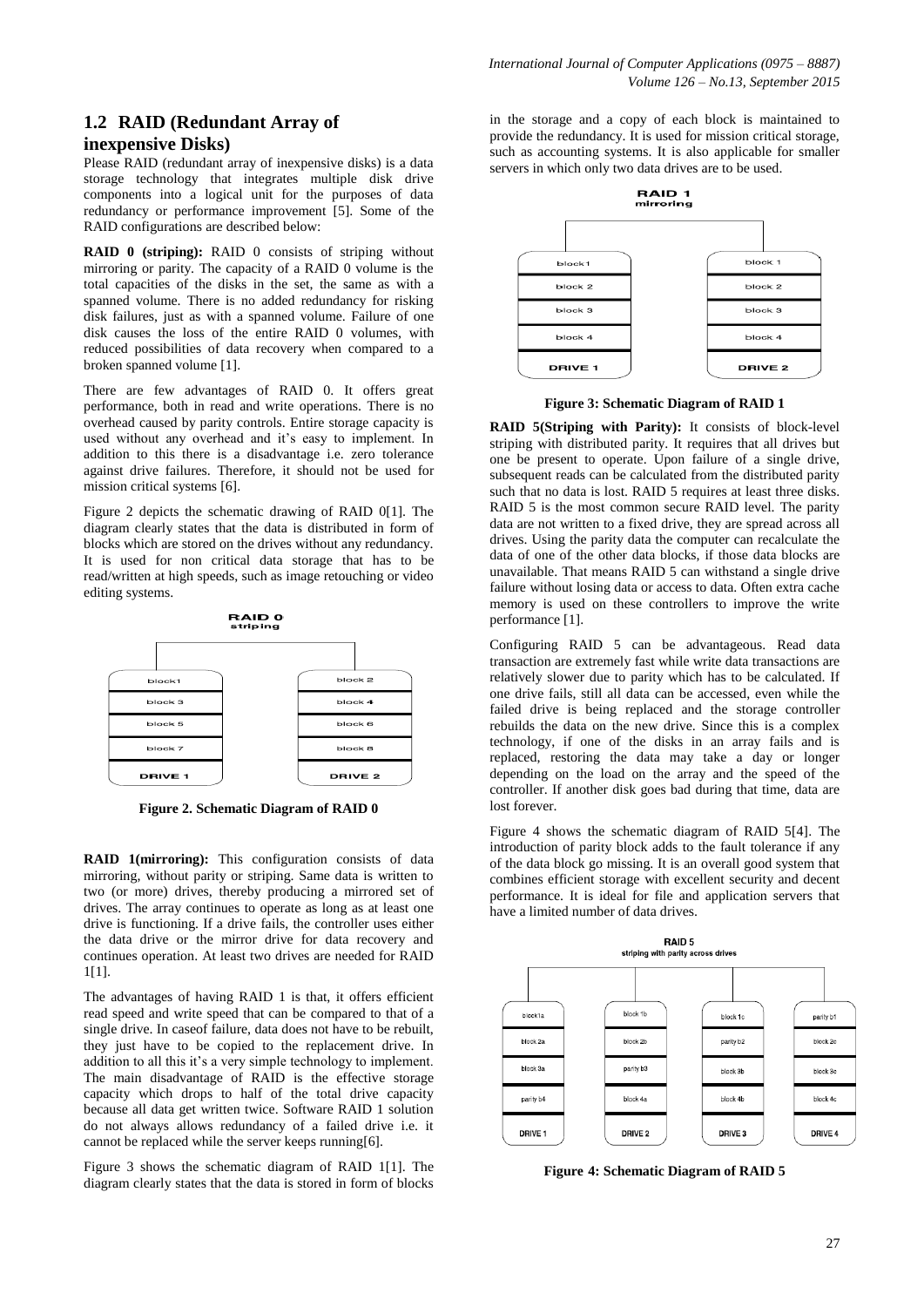## 1.2 RAID (Redundant Array of inexpensive Disks)

Please RAID (redundant array of inexpensive disks) is a data storage technology that integrates multiple disk drive components into a logical unit for the purposes of data redundancy or performance improvement [5]. Some of the RAID configurations are described below:

**RAID 0 (striping):** RAID 0 consists of striping without mirroring or parity. The capacity of a RAID 0 volume is the total capacities of the disks in the set, the same as with a spanned volume. There is no added redundancy for risking disk failures, just as with a spanned volume. Failure of one disk causes the loss of the entire RAID 0 volumes, with reduced possibilities of data recovery when compared to a broken spanned volume [1].

There are few advantages of RAID 0. It offers great performance, both in read and write operations. There is no overhead caused by parity controls. Entire storage capacity is used without any overhead and it's easy to implement. In addition to this there is a disadvantage i.e. zero tolerance against drive failures. Therefore, it should not be used for mission critical systems [6].

Figure 2 depicts the schematic drawing of RAID 0[1]. The diagram clearly states that the data is distributed in form of blocks which are stored on the drives without any redundancy. It is used for non critical data storage that has to be read/written at high speeds, such as image retouching or video editing systems.

**Figure 2. Schematic Diagram of RAID 0**

**RAID 1(mirroring):** This configuration consists of data mirroring, without parity or striping. Same data is written to two (or more) drives, thereby producing a mirrored set of drives. The array continues to operate as long as at least one drive is functioning. If a drive fails, the controller uses either the data drive or the mirror drive for data recovery and continues operation. At least two drives are needed for RAID 1[1].

The advantages of having RAID 1 is that, it offers efficient read speed and write speed that can be compared to that of a single drive. In caseof failure, data does not have to be rebuilt, they just have to be copied to the replacement drive. In addition to all this it's a very simple technology to implement. The main disadvantage of RAID is the effective storage capacity which drops to half of the total drive capacity because all data get written twice. Software RAID 1 solution do not always allows redundancy of a failed drive i.e. it cannot be replaced while the server keeps running[6].

Figure 3 shows the schematic diagram of RAID 1[1]. The diagram clearly states that the data is stored in form of blocks in the storage and a copy of each block is maintained to provide the redundancy. It is used for mission critical storage, such as accounting systems. It is also applicable for smaller servers in which only two data drives are to be used.

**Figure 3: Schematic Diagram of RAID 1**

**RAID 5(Striping with Parity):** It consists of block-level striping with distributed parity. It requires that all drives but one be present to operate. Upon failure of a single drive, subsequent reads can be calculated from the distributed parity such that no data is lost. RAID 5 requires at least three disks. RAID 5 is the most common secure RAID level. The parity data are not written to a fixed drive, they are spread across all drives. Using the parity data the computer can recalculate the data of one of the other data blocks, if those data blocks are unavailable. That means RAID 5 can withstand a single drive failure without losing data or access to data. Often extra cache memory is used on these controllers to improve the write performance [1].

Configuring RAID 5 can be advantageous. Read data transaction are extremely fast while write data transactions are relatively slower due to parity which has to be calculated. If one drive fails, still all data can be accessed, even while the failed drive is being replaced and the storage controller rebuilds the data on the new drive. Since this is a complex technology, if one of the disks in an array fails and is replaced, restoring the data may take a day or longer depending on the load on the array and the speed of the controller. If another disk goes bad during that time, data are lost forever.

Figure 4 shows the schematic diagram of RAID 5[4]. The introduction of parity block adds to the fault tolerance if any of the data block go missing. It is an overall good system that combines efficient storage with excellent security and decent performance. It is ideal for file and application servers that have a limited number of data drives.

**Figure 4: Schematic Diagram of RAID 5**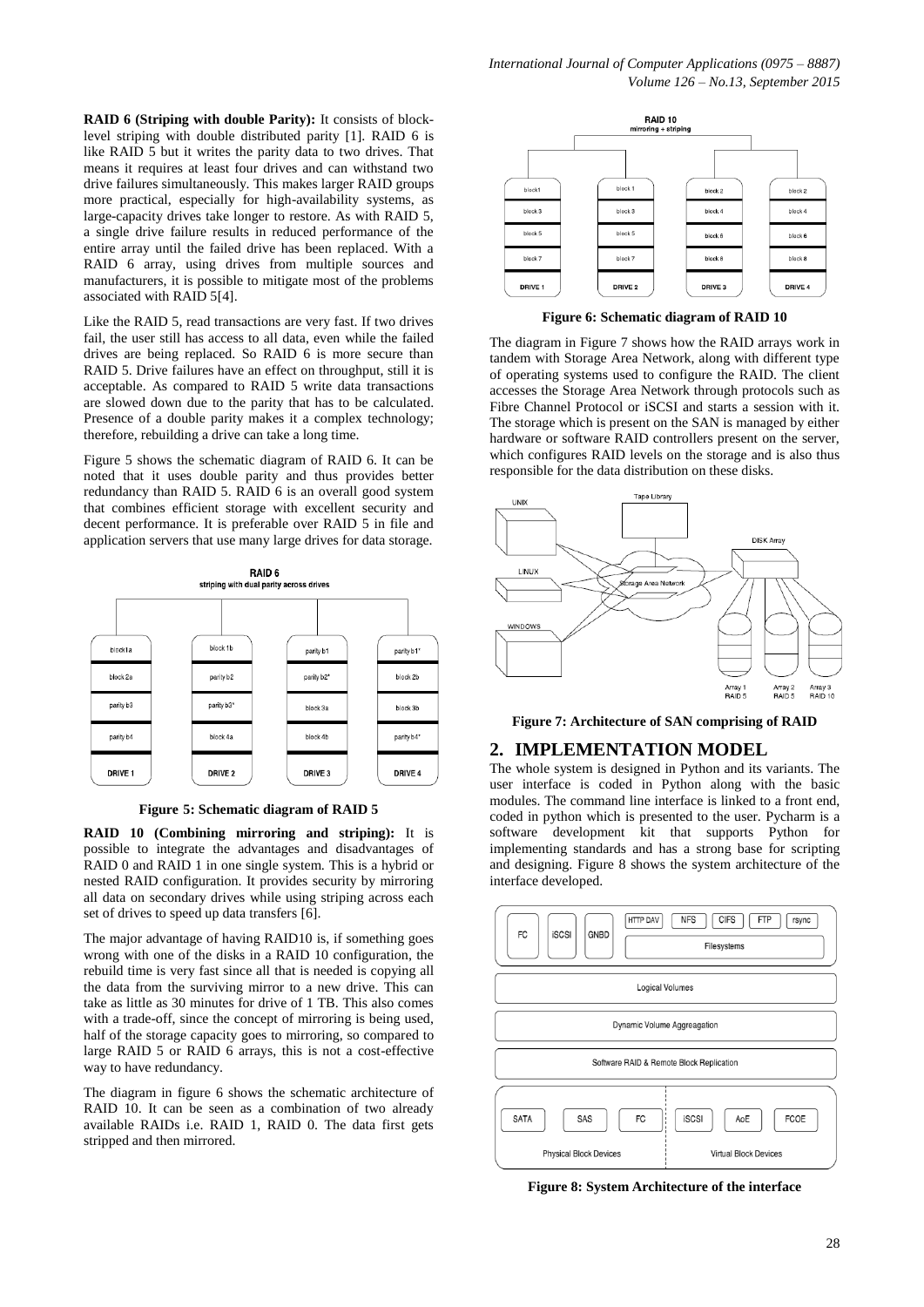**RAID 6 (Striping with double Parity):** It consists of block-level striping with double distributed parity [1]. RAID 6 is like RAID 5 but it writes the parity data to two drives. That means it requires at least four drives and can withstand two drive failures simultaneously. This makes larger RAID groups more practical, especially for high-availability systems, as large-capacity drives take longer to restore. As with RAID 5, a single drive failure results in reduced performance of the entire array until the failed drive has been replaced. With a RAID 6 array, using drives from multiple sources and manufacturers, it is possible to mitigate most of the problems associated with RAID 5[4].

Like the RAID 5, read transactions are very fast. If two drives fail, the user still has access to all data, even while the failed drives are being replaced. So RAID 6 is more secure than RAID 5. Drive failures have an effect on throughput, still it is acceptable. As compared to RAID 5 write data transactions are slowed down due to the parity that has to be calculated. Presence of a double parity makes it a complex technology; therefore, rebuilding a drive can take a long time.

Figure 5 shows the schematic diagram of RAID 6. It can be noted that it uses double parity and thus provides better redundancy than RAID 5. RAID 6 is an overall good system that combines efficient storage with excellent security and decent performance. It is preferable over RAID 5 in file and application servers that use many large drives for data storage.

**Figure 5: Schematic diagram of RAID 5**

**RAID 10 (Combining mirroring and striping):** It is possible to integrate the advantages and disadvantages of RAID 0 and RAID 1 in one single system. This is a hybrid or nested RAID configuration. It provides security by mirroring all data on secondary drives while using striping across each set of drives to speed up data transfers [6].

The major advantage of having RAID10 is, if something goes wrong with one of the disks in a RAID 10 configuration, the rebuild time is very fast since all that is needed is copying all the data from the surviving mirror to a new drive. This can take as little as 30 minutes for drive of 1 TB. This also comes with a trade-off, since the concept of mirroring is being used, half of the storage capacity goes to mirroring, so compared to large RAID 5 or RAID 6 arrays, this is not a cost-effective way to have redundancy.

The diagram in figure 6 shows the schematic architecture of RAID 10. It can be seen as a combination of two already available RAIDs i.e. RAID 1, RAID 0. The data first gets stripped and then mirrored.

**Figure 6: Schematic diagram of RAID 10**

The diagram in Figure 7 shows how the RAID arrays work in tandem with Storage Area Network, along with different type of operating systems used to configure the RAID. The client accesses the Storage Area Network through protocols such as Fibre Channel Protocol or iSCSI and starts a session with it. The storage which is present on the SAN is managed by either hardware or software RAID controllers present on the server, which configures RAID levels on the storage and is also thus responsible for the data distribution on these disks.

**Figure 7: Architecture of SAN comprising of RAID**

## 2. IMPLEMENTATION MODEL

The whole system is designed in Python and its variants. The user interface is coded in Python along with the basic modules. The command line interface is linked to a front end, coded in python which is presented to the user. Pycharm is a software development kit that supports Python for implementing standards and has a strong base for scripting and designing. Figure 8 shows the system architecture of the interface developed.

**Figure 8: System Architecture of the interface**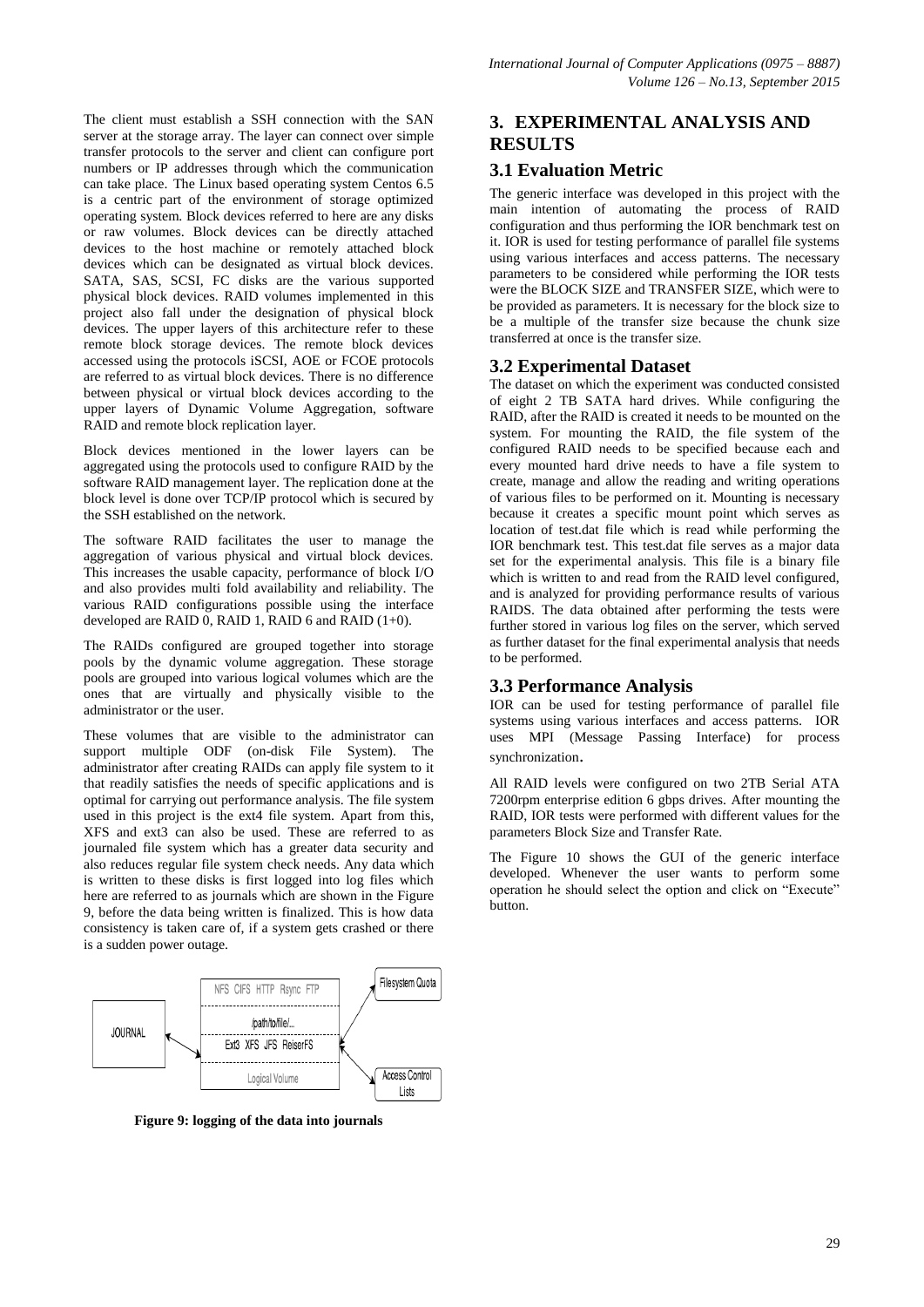The client must establish a SSH connection with the SAN server at the storage array. The layer can connect over simple transfer protocols to the server and client can configure port numbers or IP addresses through which the communication can take place. The Linux based operating system Centos 6.5 is a centric part of the environment of storage optimized operating system. Block devices referred to here are any disks or raw volumes. Block devices can be directly attached devices to the host machine or remotely attached block devices which can be designated as virtual block devices. SATA, SAS, SCSI, FC disks are the various supported physical block devices. RAID volumes implemented in this project also fall under the designation of physical block devices. The upper layers of this architecture refer to these remote block storage devices. The remote block devices accessed using the protocols iSCSI, AOE or FCOE protocols are referred to as virtual block devices. There is no difference between physical or virtual block devices according to the upper layers of Dynamic Volume Aggregation, software RAID and remote block replication layer.

Block devices mentioned in the lower layers can be aggregated using the protocols used to configure RAID by the software RAID management layer. The replication done at the block level is done over TCP/IP protocol which is secured by the SSH established on the network.

The software RAID facilitates the user to manage the aggregation of various physical and virtual block devices. This increases the usable capacity, performance of block I/O and also provides multi fold availability and reliability. The various RAID configurations possible using the interface developed are RAID 0, RAID 1, RAID 6 and RAID (1+0).

The RAIDs configured are grouped together into storage pools by the dynamic volume aggregation. These storage pools are grouped into various logical volumes which are the ones that are virtually and physically visible to the administrator or the user.

These volumes that are visible to the administrator can support multiple ODF (on-disk File System). The administrator after creating RAIDs can apply file system to it that readily satisfies the needs of specific applications and is optimal for carrying out performance analysis. The file system used in this project is the ext4 file system. Apart from this, XFS and ext3 can also be used. These are referred to as journaled file system which has a greater data security and also reduces regular file system check needs. Any data which is written to these disks is first logged into log files which here are referred to as journals which are shown in the Figure 9, before the data being written is finalized. This is how data consistency is taken care of, if a system gets crashed or there is a sudden power outage.

| JOURNAL | NFS CIFS HTTP Rsync FTP | Filesystem Quota |
|---|---|---|
| | /path/to/file/... | |
| | Ext3 XFS JFS ReiserFS | |
| | Logical Volume | Access Control Lists |

**Figure 9: logging of the data into journals**

## 3. EXPERIMENTAL ANALYSIS AND RESULTS

### 3.1 Evaluation Metric

The generic interface was developed in this project with the main intention of automating the process of RAID configuration and thus performing the IOR benchmark test on it. IOR is used for testing performance of parallel file systems using various interfaces and access patterns. The necessary parameters to be considered while performing the IOR tests were the BLOCK SIZE and TRANSFER SIZE, which were to be provided as parameters. It is necessary for the block size to be a multiple of the transfer size because the chunk size transferred at once is the transfer size.

### 3.2 Experimental Dataset

The dataset on which the experiment was conducted consisted of eight 2 TB SATA hard drives. While configuring the RAID, after the RAID is created it needs to be mounted on the system. For mounting the RAID, the file system of the configured RAID needs to be specified because each and every mounted hard drive needs to have a file system to create, manage and allow the reading and writing operations of various files to be performed on it. Mounting is necessary because it creates a specific mount point which serves as location of test.dat file which is read while performing the IOR benchmark test. This test.dat file serves as a major data set for the experimental analysis. This file is a binary file which is written to and read from the RAID level configured, and is analyzed for providing performance results of various RAIDS. The data obtained after performing the tests were further stored in various log files on the server, which served as further dataset for the final experimental analysis that needs to be performed.

### 3.3 Performance Analysis

IOR can be used for testing performance of parallel file systems using various interfaces and access patterns. IOR uses MPI (Message Passing Interface) for process synchronization.

All RAID levels were configured on two 2TB Serial ATA 7200rpm enterprise edition 6 gbps drives. After mounting the RAID, IOR tests were performed with different values for the parameters Block Size and Transfer Rate.

The Figure 10 shows the GUI of the generic interface developed. Whenever the user wants to perform some operation he should select the option and click on "Execute" button.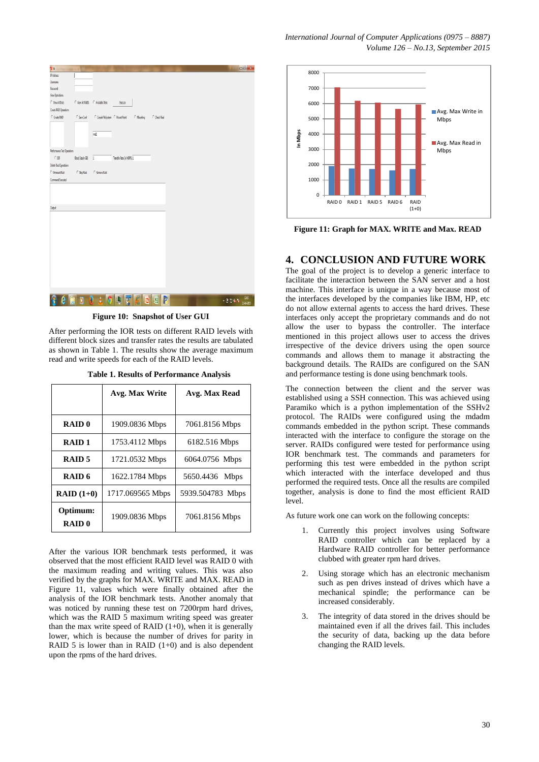Figure 10: Snapshot of User GUI

After performing the IOR tests on different RAID levels with different block sizes and transfer rates the results are tabulated as shown in Table 1. The results show the average maximum read and write speeds for each of the RAID levels.

**Table 1. Results of Performance Analysis**

| | Avg. Max Write | Avg. Max Read |
|---|---|---|
| **RAID 0** | 1909.0836 Mbps | 7061.8156 Mbps |
| **RAID 1** | 1753.4112 Mbps | 6182.516 Mbps |
| **RAID 5** | 1721.0532 Mbps | 6064.0756 Mbps |
| **RAID 6** | 1622.1784 Mbps | 5650.4436 Mbps |
| **RAID (1+0)** | 1717.069565 Mbps | 5939.504783 Mbps |
| **Optimum: RAID 0** | 1909.0836 Mbps | 7061.8156 Mbps |

After the various IOR benchmark tests performed, it was observed that the most efficient RAID level was RAID 0 with the maximum reading and writing values. This was also verified by the graphs for MAX. WRITE and MAX. READ in Figure 11, values which were finally obtained after the analysis of the IOR benchmark tests. Another anomaly that was noticed by running these test on 7200rpm hard drives, which was the RAID 5 maximum writing speed was greater than the max write speed of RAID (1+0), when it is generally lower, which is because the number of drives for parity in RAID 5 is lower than in RAID (1+0) and is also dependent upon the rpms of the hard drives.

Figure 11: Graph for MAX. WRITE and Max. READ

## 4. CONCLUSION AND FUTURE WORK

The goal of the project is to develop a generic interface to facilitate the interaction between the SAN server and a host machine. This interface is unique in a way because most of the interfaces developed by the companies like IBM, HP, etc do not allow external agents to access the hard drives. These interfaces only accept the proprietary commands and do not allow the user to bypass the controller. The interface mentioned in this project allows user to access the drives irrespective of the device drivers using the open source commands and allows them to manage it abstracting the background details. The RAIDs are configured on the SAN and performance testing is done using benchmark tools.

The connection between the client and the server was established using a SSH connection. This was achieved using Paramiko which is a python implementation of the SSHv2 protocol. The RAIDs were configured using the mdadm commands embedded in the python script. These commands interacted with the interface to configure the storage on the server. RAIDs configured were tested for performance using IOR benchmark test. The commands and parameters for performing this test were embedded in the python script which interacted with the interface developed and thus performed the required tests. Once all the results are compiled together, analysis is done to find the most efficient RAID level.

As future work one can work on the following concepts:

1. Currently this project involves using Software RAID controller which can be replaced by a Hardware RAID controller for better performance clubbed with greater rpm hard drives.
2. Using storage which has an electronic mechanism such as pen drives instead of drives which have a mechanical spindle; the performance can be increased considerably.
3. The integrity of data stored in the drives should be maintained even if all the drives fail. This includes the security of data, backing up the data before changing the RAID levels.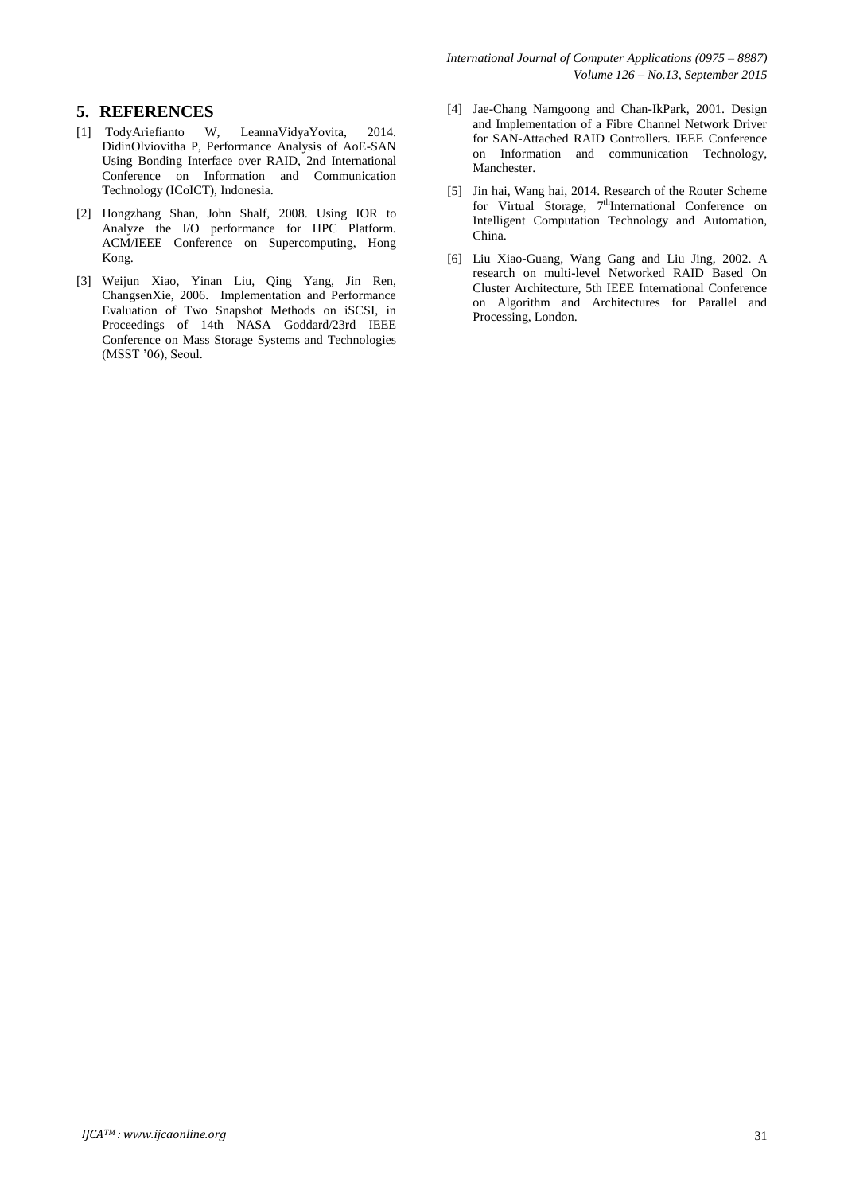## 5. REFERENCES

[1] TodyAriefianto W, LeannaVidyaYovita, 2014. DidinOlviovitha P, Performance Analysis of AoE-SAN Using Bonding Interface over RAID, 2nd International Conference on Information and Communication Technology (ICoICT), Indonesia.

[2] Hongzhang Shan, John Shalf, 2008. Using IOR to Analyze the I/O performance for HPC Platform. ACM/IEEE Conference on Supercomputing, Hong Kong.

[3] Weijun Xiao, Yinan Liu, Qing Yang, Jin Ren, ChangsenXie, 2006. Implementation and Performance Evaluation of Two Snapshot Methods on iSCSI, in Proceedings of 14th NASA Goddard/23rd IEEE Conference on Mass Storage Systems and Technologies (MSST '06), Seoul.

[4] Jae-Chang Namgoong and Chan-IkPark, 2001. Design and Implementation of a Fibre Channel Network Driver for SAN-Attached RAID Controllers. IEEE Conference on Information and communication Technology, Manchester.

[5] Jin hai, Wang hai, 2014. Research of the Router Scheme for Virtual Storage, 7thInternational Conference on Intelligent Computation Technology and Automation, China.

[6] Liu Xiao-Guang, Wang Gang and Liu Jing, 2002. A research on multi-level Networked RAID Based On Cluster Architecture, 5th IEEE International Conference on Algorithm and Architectures for Parallel and Processing, London.